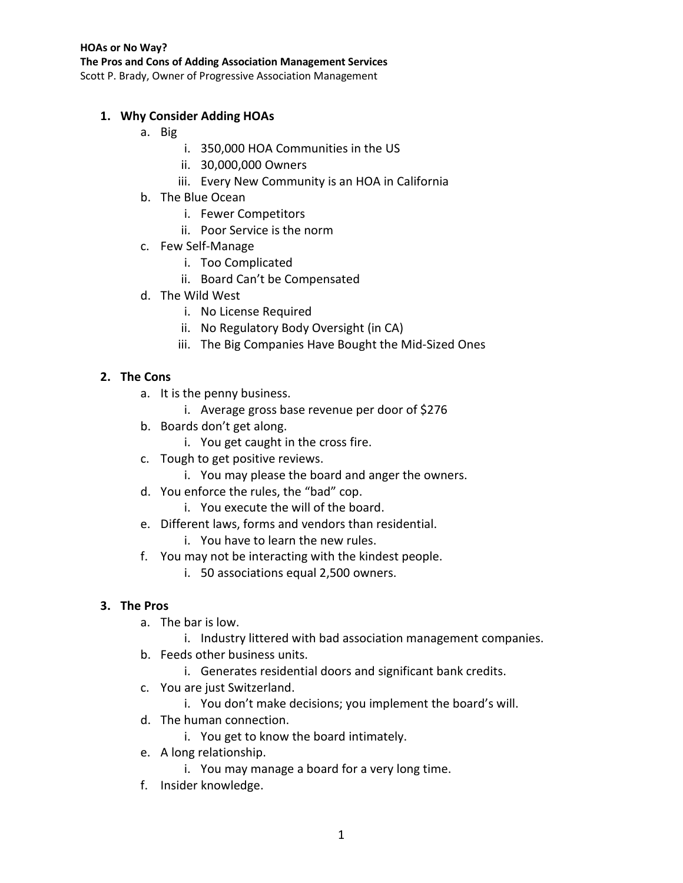**HOAs or No Way?**

**The Pros and Cons of Adding Association Management Services**

Scott P. Brady, Owner of Progressive Association Management

1. **Why Consider Adding HOAs**
   a. Big
      i. 350,000 HOA Communities in the US
      ii. 30,000,000 Owners
      iii. Every New Community is an HOA in California
   b. The Blue Ocean
      i. Fewer Competitors
      ii. Poor Service is the norm
   c. Few Self-Manage
      i. Too Complicated
      ii. Board Can't be Compensated
   d. The Wild West
      i. No License Required
      ii. No Regulatory Body Oversight (in CA)
      iii. The Big Companies Have Bought the Mid-Sized Ones

2. **The Cons**
   a. It is the penny business.
      i. Average gross base revenue per door of $276
   b. Boards don't get along.
      i. You get caught in the cross fire.
   c. Tough to get positive reviews.
      i. You may please the board and anger the owners.
   d. You enforce the rules, the "bad" cop.
      i. You execute the will of the board.
   e. Different laws, forms and vendors than residential.
      i. You have to learn the new rules.
   f. You may not be interacting with the kindest people.
      i. 50 associations equal 2,500 owners.

3. **The Pros**
   a. The bar is low.
      i. Industry littered with bad association management companies.
   b. Feeds other business units.
      i. Generates residential doors and significant bank credits.
   c. You are just Switzerland.
      i. You don't make decisions; you implement the board's will.
   d. The human connection.
      i. You get to know the board intimately.
   e. A long relationship.
      i. You may manage a board for a very long time.
   f. Insider knowledge.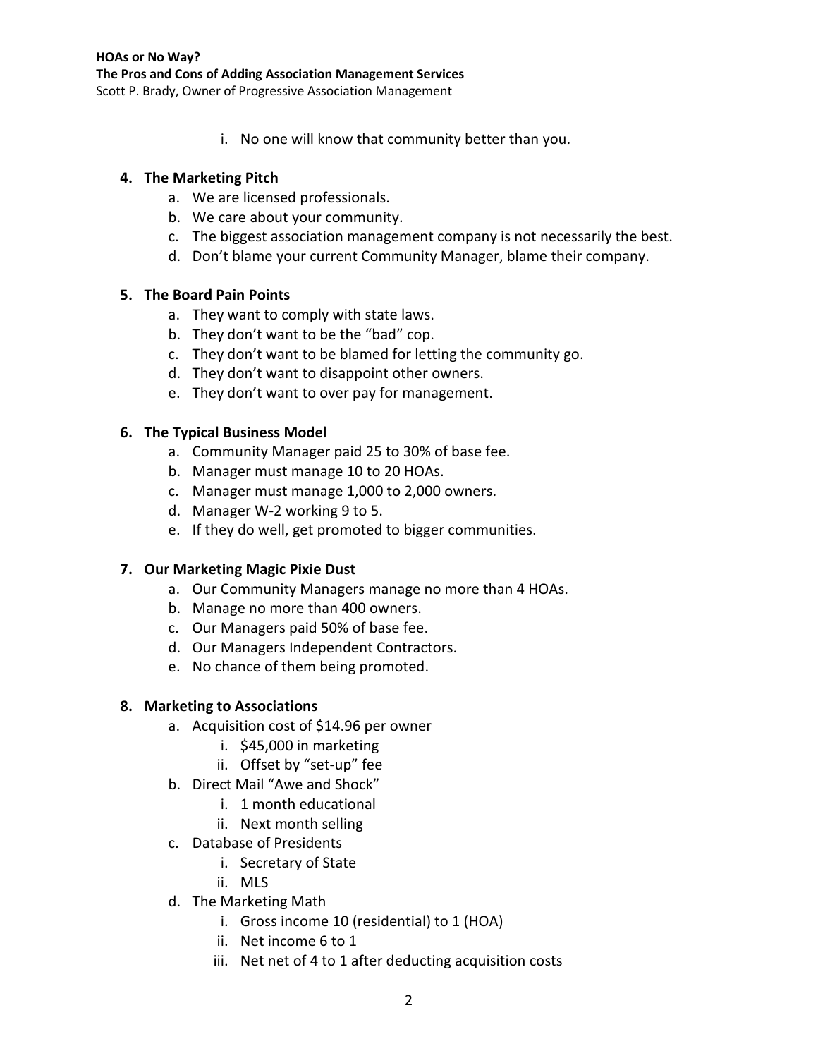i. No one will know that community better than you.

**4. The Marketing Pitch**

a. We are licensed professionals.
b. We care about your community.
c. The biggest association management company is not necessarily the best.
d. Don't blame your current Community Manager, blame their company.

**5. The Board Pain Points**

a. They want to comply with state laws.
b. They don't want to be the "bad" cop.
c. They don't want to be blamed for letting the community go.
d. They don't want to disappoint other owners.
e. They don't want to over pay for management.

**6. The Typical Business Model**

a. Community Manager paid 25 to 30% of base fee.
b. Manager must manage 10 to 20 HOAs.
c. Manager must manage 1,000 to 2,000 owners.
d. Manager W-2 working 9 to 5.
e. If they do well, get promoted to bigger communities.

**7. Our Marketing Magic Pixie Dust**

a. Our Community Managers manage no more than 4 HOAs.
b. Manage no more than 400 owners.
c. Our Managers paid 50% of base fee.
d. Our Managers Independent Contractors.
e. No chance of them being promoted.

**8. Marketing to Associations**

a. Acquisition cost of $14.96 per owner
   i. $45,000 in marketing
   ii. Offset by "set-up" fee
b. Direct Mail "Awe and Shock"
   i. 1 month educational
   ii. Next month selling
c. Database of Presidents
   i. Secretary of State
   ii. MLS
d. The Marketing Math
   i. Gross income 10 (residential) to 1 (HOA)
   ii. Net income 6 to 1
   iii. Net net of 4 to 1 after deducting acquisition costs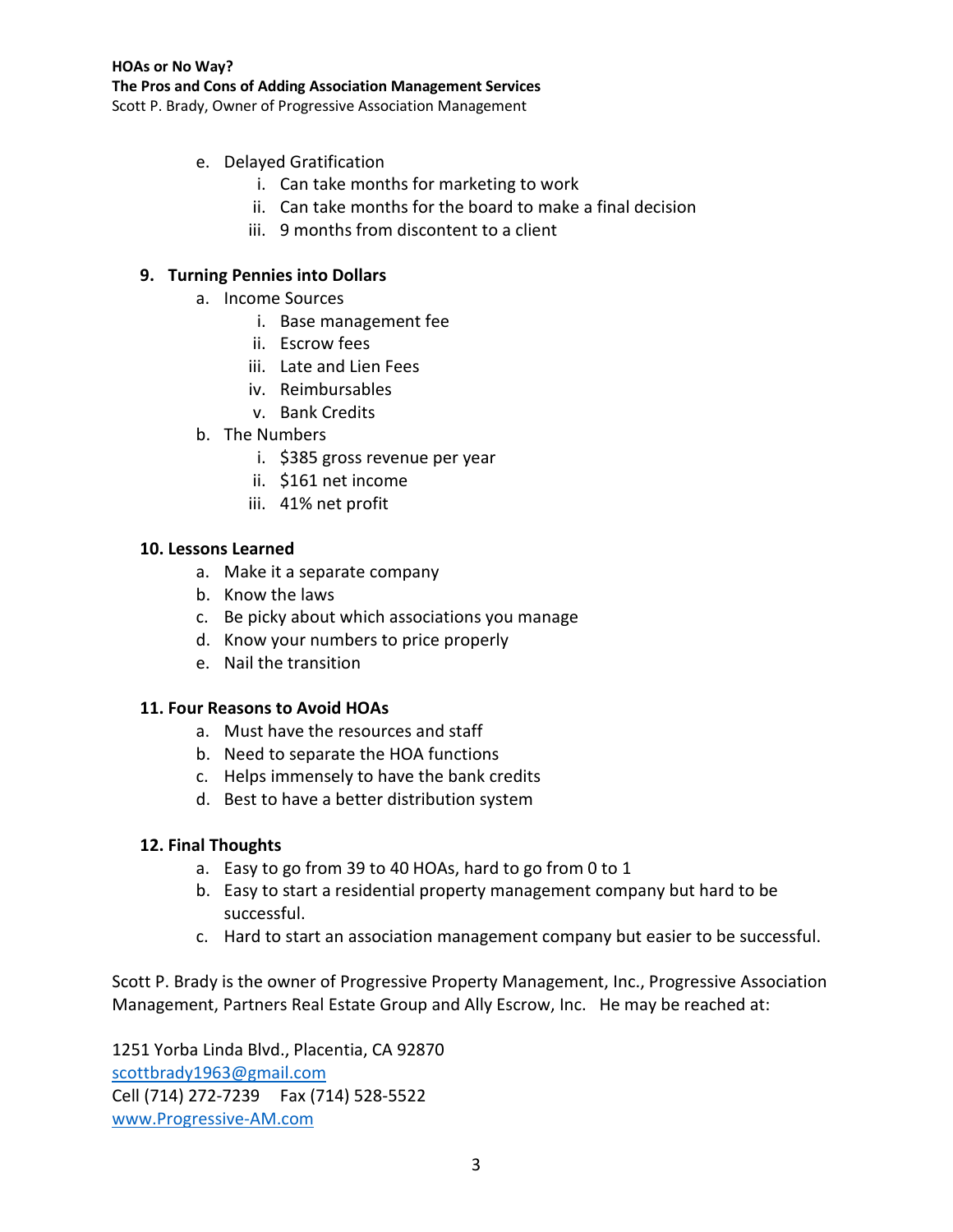e. Delayed Gratification
    i. Can take months for marketing to work
    ii. Can take months for the board to make a final decision
    iii. 9 months from discontent to a client

**9. Turning Pennies into Dollars**

a. Income Sources
    i. Base management fee
    ii. Escrow fees
    iii. Late and Lien Fees
    iv. Reimbursables
    v. Bank Credits
b. The Numbers
    i. $385 gross revenue per year
    ii. $161 net income
    iii. 41% net profit

**10. Lessons Learned**

a. Make it a separate company
b. Know the laws
c. Be picky about which associations you manage
d. Know your numbers to price properly
e. Nail the transition

**11. Four Reasons to Avoid HOAs**

a. Must have the resources and staff
b. Need to separate the HOA functions
c. Helps immensely to have the bank credits
d. Best to have a better distribution system

**12. Final Thoughts**

a. Easy to go from 39 to 40 HOAs, hard to go from 0 to 1
b. Easy to start a residential property management company but hard to be successful.
c. Hard to start an association management company but easier to be successful.

Scott P. Brady is the owner of Progressive Property Management, Inc., Progressive Association Management, Partners Real Estate Group and Ally Escrow, Inc. He may be reached at:

1251 Yorba Linda Blvd., Placentia, CA 92870
scottbrady1963@gmail.com
Cell (714) 272-7239 Fax (714) 528-5522
www.Progressive-AM.com